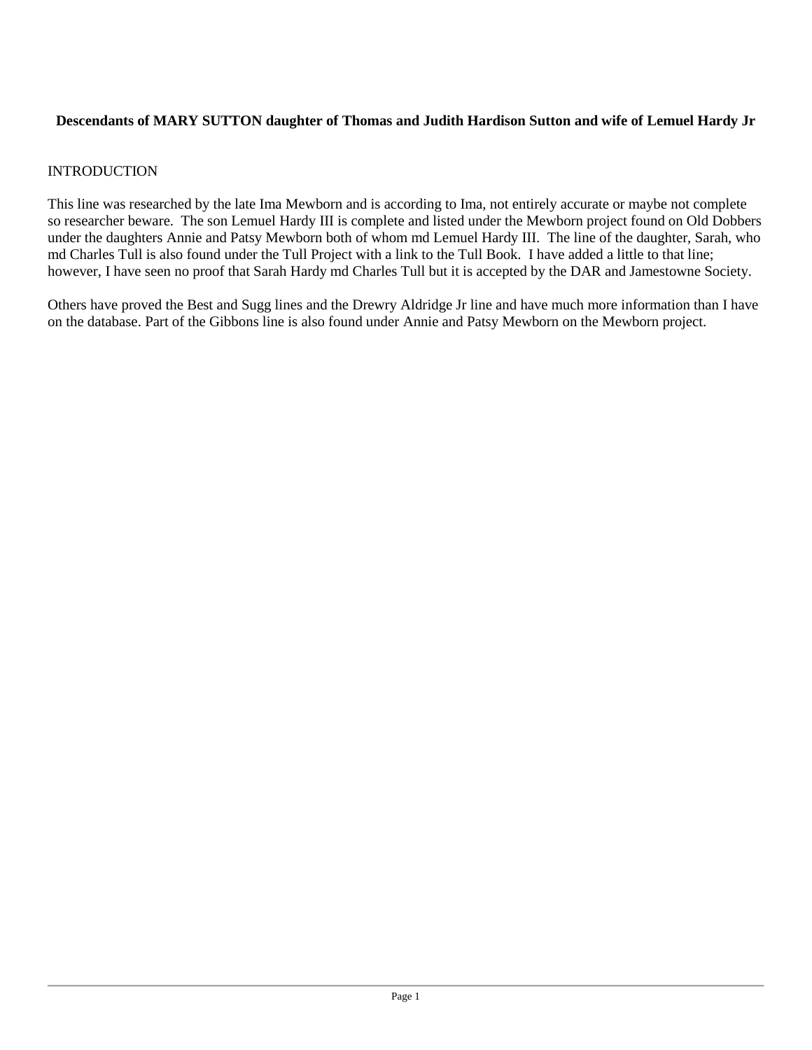**Descendants of MARY SUTTON daughter of Thomas and Judith Hardison Sutton and wife of Lemuel Hardy Jr**

INTRODUCTION

This line was researched by the late Ima Mewborn and is according to Ima, not entirely accurate or maybe not complete so researcher beware. The son Lemuel Hardy III is complete and listed under the Mewborn project found on Old Dobbers under the daughters Annie and Patsy Mewborn both of whom md Lemuel Hardy III. The line of the daughter, Sarah, who md Charles Tull is also found under the Tull Project with a link to the Tull Book. I have added a little to that line; however, I have seen no proof that Sarah Hardy md Charles Tull but it is accepted by the DAR and Jamestowne Society.

Others have proved the Best and Sugg lines and the Drewry Aldridge Jr line and have much more information than I have on the database. Part of the Gibbons line is also found under Annie and Patsy Mewborn on the Mewborn project.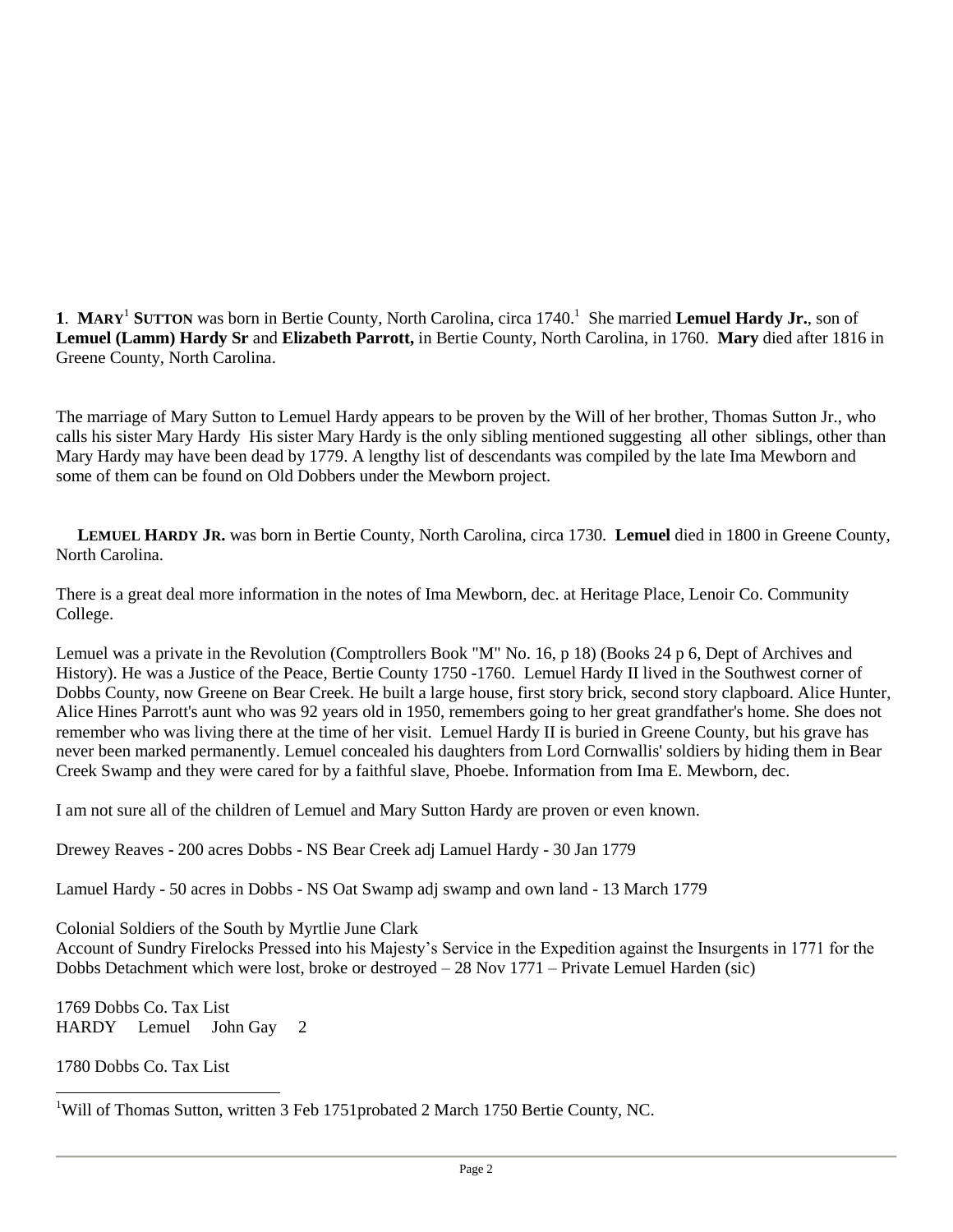**1**. **MARY**[1] **SUTTON** was born in Bertie County, North Carolina, circa 1740.[1] She married **Lemuel Hardy Jr.**, son of **Lemuel (Lamm) Hardy Sr** and **Elizabeth Parrott,** in Bertie County, North Carolina, in 1760. **Mary** died after 1816 in Greene County, North Carolina.

The marriage of Mary Sutton to Lemuel Hardy appears to be proven by the Will of her brother, Thomas Sutton Jr., who calls his sister Mary Hardy His sister Mary Hardy is the only sibling mentioned suggesting all other siblings, other than Mary Hardy may have been dead by 1779. A lengthy list of descendants was compiled by the late Ima Mewborn and some of them can be found on Old Dobbers under the Mewborn project.

**LEMUEL HARDY JR.** was born in Bertie County, North Carolina, circa 1730. **Lemuel** died in 1800 in Greene County, North Carolina.

There is a great deal more information in the notes of Ima Mewborn, dec. at Heritage Place, Lenoir Co. Community College.

Lemuel was a private in the Revolution (Comptrollers Book "M" No. 16, p 18) (Books 24 p 6, Dept of Archives and History). He was a Justice of the Peace, Bertie County 1750 -1760. Lemuel Hardy II lived in the Southwest corner of Dobbs County, now Greene on Bear Creek. He built a large house, first story brick, second story clapboard. Alice Hunter, Alice Hines Parrott's aunt who was 92 years old in 1950, remembers going to her great grandfather's home. She does not remember who was living there at the time of her visit. Lemuel Hardy II is buried in Greene County, but his grave has never been marked permanently. Lemuel concealed his daughters from Lord Cornwallis' soldiers by hiding them in Bear Creek Swamp and they were cared for by a faithful slave, Phoebe. Information from Ima E. Mewborn, dec.

I am not sure all of the children of Lemuel and Mary Sutton Hardy are proven or even known.

Drewey Reaves - 200 acres Dobbs - NS Bear Creek adj Lamuel Hardy - 30 Jan 1779

Lamuel Hardy - 50 acres in Dobbs - NS Oat Swamp adj swamp and own land - 13 March 1779

Colonial Soldiers of the South by Myrtlie June Clark
Account of Sundry Firelocks Pressed into his Majesty's Service in the Expedition against the Insurgents in 1771 for the Dobbs Detachment which were lost, broke or destroyed – 28 Nov 1771 – Private Lemuel Harden (sic)

1769 Dobbs Co. Tax List
HARDY Lemuel John Gay 2

1780 Dobbs Co. Tax List

---

[1]Will of Thomas Sutton, written 3 Feb 1751probated 2 March 1750 Bertie County, NC.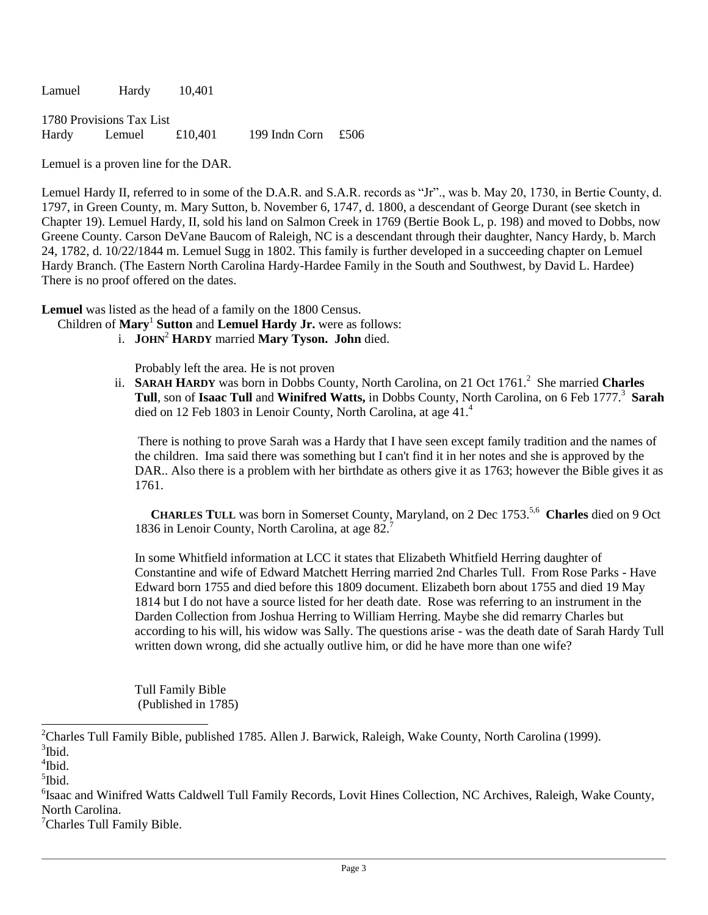| Lamuel | Hardy | 10,401 |
| --- | --- | --- |

1780 Provisions Tax List

| Hardy | Lemuel | £10,401 | 199 Indn Corn | £506 |
| --- | --- | --- | --- | --- |

Lemuel is a proven line for the DAR.

Lemuel Hardy II, referred to in some of the D.A.R. and S.A.R. records as "Jr"., was b. May 20, 1730, in Bertie County, d. 1797, in Green County, m. Mary Sutton, b. November 6, 1747, d. 1800, a descendant of George Durant (see sketch in Chapter 19). Lemuel Hardy, II, sold his land on Salmon Creek in 1769 (Bertie Book L, p. 198) and moved to Dobbs, now Greene County. Carson DeVane Baucom of Raleigh, NC is a descendant through their daughter, Nancy Hardy, b. March 24, 1782, d. 10/22/1844 m. Lemuel Sugg in 1802. This family is further developed in a succeeding chapter on Lemuel Hardy Branch. (The Eastern North Carolina Hardy-Hardee Family in the South and Southwest, by David L. Hardee) There is no proof offered on the dates.

**Lemuel** was listed as the head of a family on the 1800 Census.

Children of **Mary**[1] **Sutton** and **Lemuel Hardy Jr.** were as follows:

i. **JOHN**[2] **HARDY** married **Mary Tyson. John** died.

   Probably left the area. He is not proven

ii. **SARAH HARDY** was born in Dobbs County, North Carolina, on 21 Oct 1761.[2] She married **Charles Tull**, son of **Isaac Tull** and **Winifred Watts,** in Dobbs County, North Carolina, on 6 Feb 1777.[3] **Sarah** died on 12 Feb 1803 in Lenoir County, North Carolina, at age 41.[4]

   There is nothing to prove Sarah was a Hardy that I have seen except family tradition and the names of the children. Ima said there was something but I can't find it in her notes and she is approved by the DAR.. Also there is a problem with her birthdate as others give it as 1763; however the Bible gives it as 1761.

   **CHARLES TULL** was born in Somerset County, Maryland, on 2 Dec 1753.[5,6] **Charles** died on 9 Oct 1836 in Lenoir County, North Carolina, at age 82.[7]

   In some Whitfield information at LCC it states that Elizabeth Whitfield Herring daughter of Constantine and wife of Edward Matchett Herring married 2nd Charles Tull. From Rose Parks - Have Edward born 1755 and died before this 1809 document. Elizabeth born about 1755 and died 19 May 1814 but I do not have a source listed for her death date. Rose was referring to an instrument in the Darden Collection from Joshua Herring to William Herring. Maybe she did remarry Charles but according to his will, his widow was Sally. The questions arise - was the death date of Sarah Hardy Tull written down wrong, did she actually outlive him, or did he have more than one wife?

   Tull Family Bible
   (Published in 1785)

---

[2]Charles Tull Family Bible, published 1785. Allen J. Barwick, Raleigh, Wake County, North Carolina (1999).

[3]Ibid.

[4]Ibid.

[5]Ibid.

[6]Isaac and Winifred Watts Caldwell Tull Family Records, Lovit Hines Collection, NC Archives, Raleigh, Wake County, North Carolina.

[7]Charles Tull Family Bible.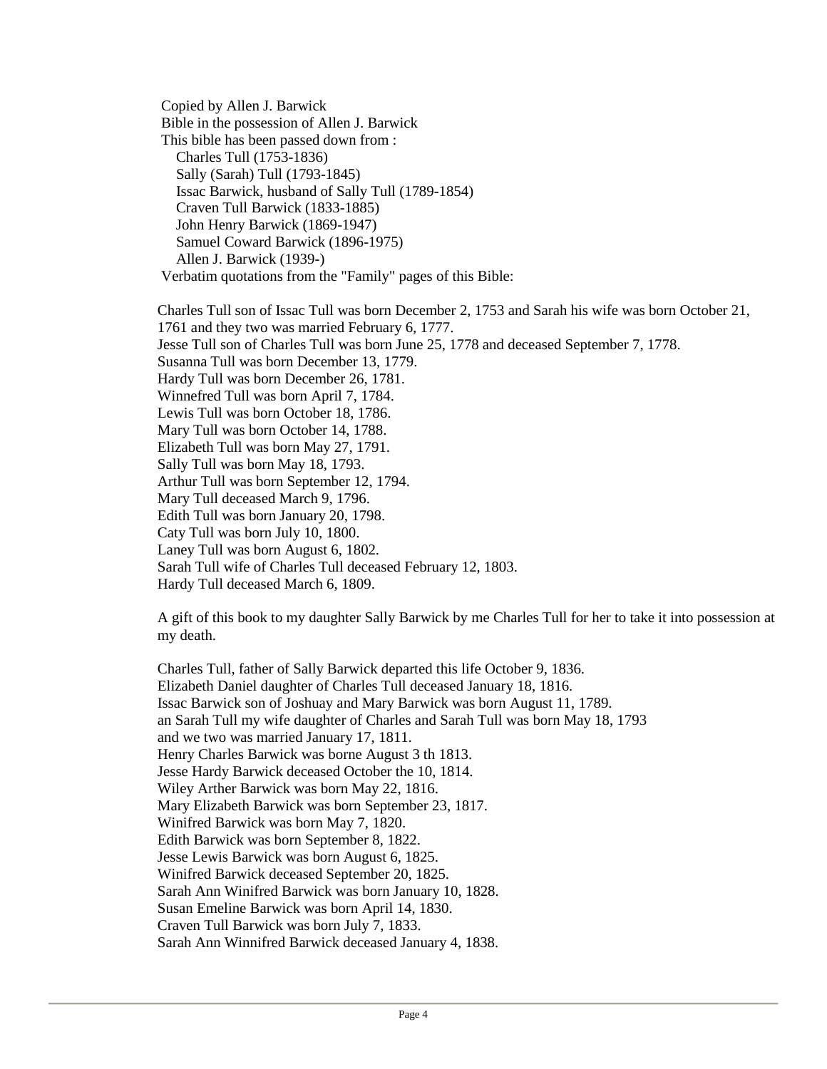Copied by Allen J. Barwick
Bible in the possession of Allen J. Barwick
This bible has been passed down from :

- Charles Tull (1753-1836)
- Sally (Sarah) Tull (1793-1845)
- Issac Barwick, husband of Sally Tull (1789-1854)
- Craven Tull Barwick (1833-1885)
- John Henry Barwick (1869-1947)
- Samuel Coward Barwick (1896-1975)
- Allen J. Barwick (1939-)

Verbatim quotations from the "Family" pages of this Bible:

Charles Tull son of Issac Tull was born December 2, 1753 and Sarah his wife was born October 21, 1761 and they two was married February 6, 1777.
Jesse Tull son of Charles Tull was born June 25, 1778 and deceased September 7, 1778.
Susanna Tull was born December 13, 1779.
Hardy Tull was born December 26, 1781.
Winnefred Tull was born April 7, 1784.
Lewis Tull was born October 18, 1786.
Mary Tull was born October 14, 1788.
Elizabeth Tull was born May 27, 1791.
Sally Tull was born May 18, 1793.
Arthur Tull was born September 12, 1794.
Mary Tull deceased March 9, 1796.
Edith Tull was born January 20, 1798.
Caty Tull was born July 10, 1800.
Laney Tull was born August 6, 1802.
Sarah Tull wife of Charles Tull deceased February 12, 1803.
Hardy Tull deceased March 6, 1809.

A gift of this book to my daughter Sally Barwick by me Charles Tull for her to take it into possession at my death.

Charles Tull, father of Sally Barwick departed this life October 9, 1836.
Elizabeth Daniel daughter of Charles Tull deceased January 18, 1816.
Issac Barwick son of Joshuay and Mary Barwick was born August 11, 1789.
an Sarah Tull my wife daughter of Charles and Sarah Tull was born May 18, 1793
and we two was married January 17, 1811.
Henry Charles Barwick was borne August 3 th 1813.
Jesse Hardy Barwick deceased October the 10, 1814.
Wiley Arther Barwick was born May 22, 1816.
Mary Elizabeth Barwick was born September 23, 1817.
Winifred Barwick was born May 7, 1820.
Edith Barwick was born September 8, 1822.
Jesse Lewis Barwick was born August 6, 1825.
Winifred Barwick deceased September 20, 1825.
Sarah Ann Winifred Barwick was born January 10, 1828.
Susan Emeline Barwick was born April 14, 1830.
Craven Tull Barwick was born July 7, 1833.
Sarah Ann Winnifred Barwick deceased January 4, 1838.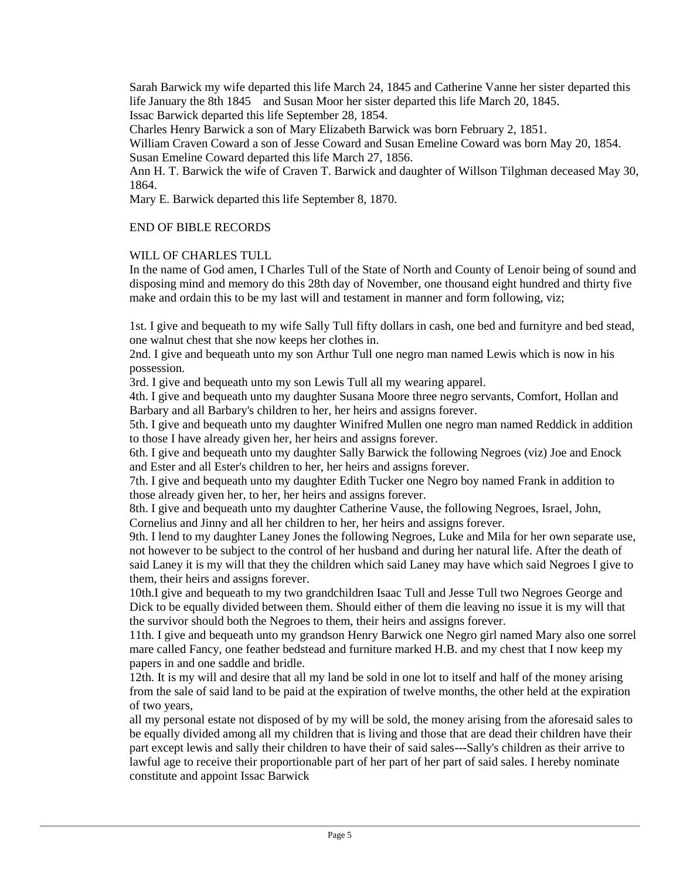Sarah Barwick my wife departed this life March 24, 1845 and Catherine Vanne her sister departed this life January the 8th 1845  and Susan Moor her sister departed this life March 20, 1845.
Issac Barwick departed this life September 28, 1854.
Charles Henry Barwick a son of Mary Elizabeth Barwick was born February 2, 1851.
William Craven Coward a son of Jesse Coward and Susan Emeline Coward was born May 20, 1854.
Susan Emeline Coward departed this life March 27, 1856.
Ann H. T. Barwick the wife of Craven T. Barwick and daughter of Willson Tilghman deceased May 30, 1864.
Mary E. Barwick departed this life September 8, 1870.

END OF BIBLE RECORDS

WILL OF CHARLES TULL
In the name of God amen, I Charles Tull of the State of North and County of Lenoir being of sound and disposing mind and memory do this 28th day of November, one thousand eight hundred and thirty five make and ordain this to be my last will and testament in manner and form following, viz;

1st. I give and bequeath to my wife Sally Tull fifty dollars in cash, one bed and furnityre and bed stead, one walnut chest that she now keeps her clothes in.
2nd. I give and bequeath unto my son Arthur Tull one negro man named Lewis which is now in his possession.
3rd. I give and bequeath unto my son Lewis Tull all my wearing apparel.
4th. I give and bequeath unto my daughter Susana Moore three negro servants, Comfort, Hollan and Barbary and all Barbary's children to her, her heirs and assigns forever.
5th. I give and bequeath unto my daughter Winifred Mullen one negro man named Reddick in addition to those I have already given her, her heirs and assigns forever.
6th. I give and bequeath unto my daughter Sally Barwick the following Negroes (viz) Joe and Enock and Ester and all Ester's children to her, her heirs and assigns forever.
7th. I give and bequeath unto my daughter Edith Tucker one Negro boy named Frank in addition to those already given her, to her, her heirs and assigns forever.
8th. I give and bequeath unto my daughter Catherine Vause, the following Negroes, Israel, John, Cornelius and Jinny and all her children to her, her heirs and assigns forever.
9th. I lend to my daughter Laney Jones the following Negroes, Luke and Mila for her own separate use, not however to be subject to the control of her husband and during her natural life. After the death of said Laney it is my will that they the children which said Laney may have which said Negroes I give to them, their heirs and assigns forever.
10th.I give and bequeath to my two grandchildren Isaac Tull and Jesse Tull two Negroes George and Dick to be equally divided between them. Should either of them die leaving no issue it is my will that the survivor should both the Negroes to them, their heirs and assigns forever.
11th. I give and bequeath unto my grandson Henry Barwick one Negro girl named Mary also one sorrel mare called Fancy, one feather bedstead and furniture marked H.B. and my chest that I now keep my papers in and one saddle and bridle.
12th. It is my will and desire that all my land be sold in one lot to itself and half of the money arising from the sale of said land to be paid at the expiration of twelve months, the other held at the expiration of two years,
all my personal estate not disposed of by my will be sold, the money arising from the aforesaid sales to be equally divided among all my children that is living and those that are dead their children have their part except lewis and sally their children to have their of said sales---Sally's children as their arrive to lawful age to receive their proportionable part of her part of her part of said sales. I hereby nominate constitute and appoint Issac Barwick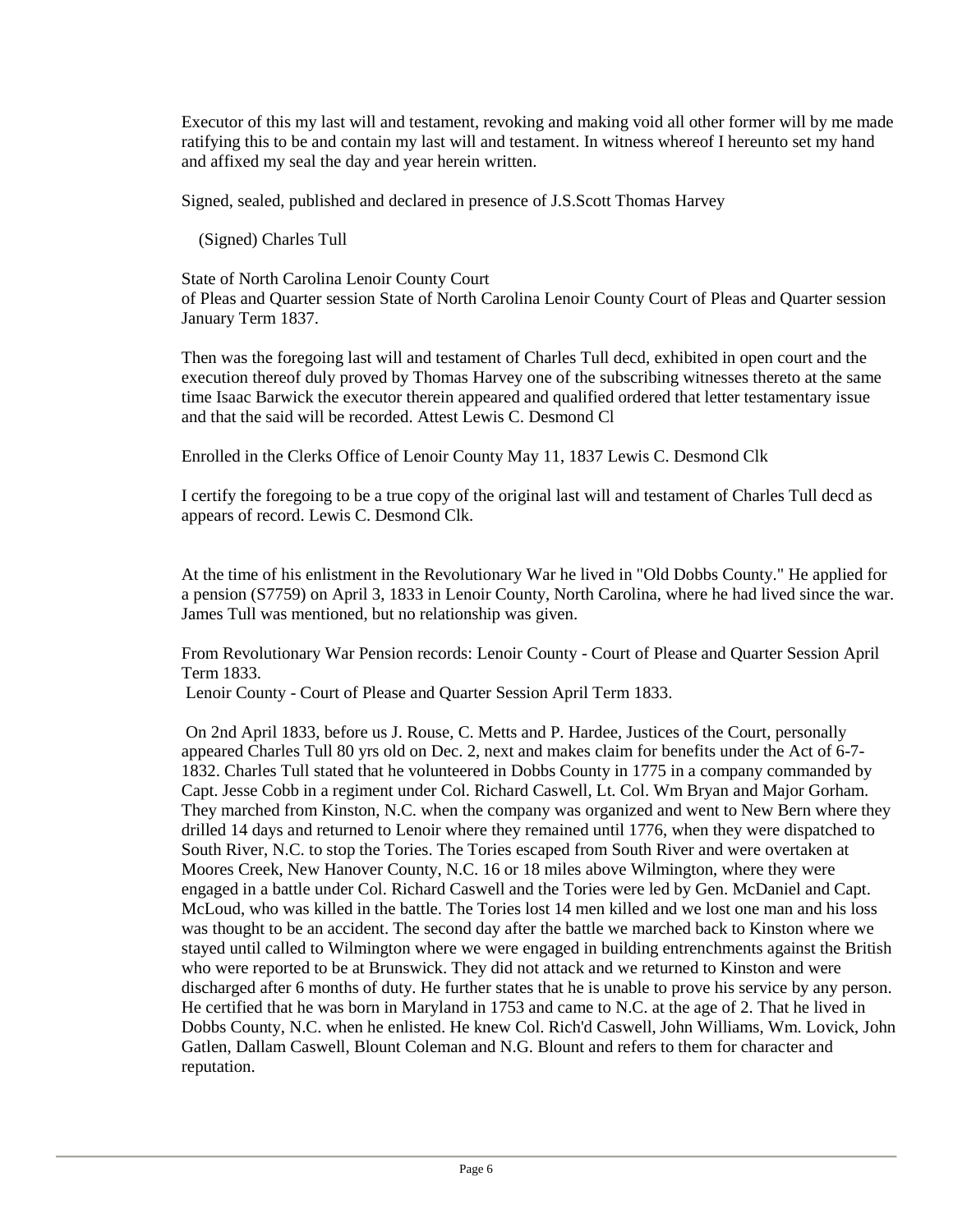Executor of this my last will and testament, revoking and making void all other former will by me made ratifying this to be and contain my last will and testament. In witness whereof I hereunto set my hand and affixed my seal the day and year herein written.

Signed, sealed, published and declared in presence of J.S.Scott Thomas Harvey

(Signed) Charles Tull

State of North Carolina Lenoir County Court
of Pleas and Quarter session State of North Carolina Lenoir County Court of Pleas and Quarter session January Term 1837.

Then was the foregoing last will and testament of Charles Tull decd, exhibited in open court and the execution thereof duly proved by Thomas Harvey one of the subscribing witnesses thereto at the same time Isaac Barwick the executor therein appeared and qualified ordered that letter testamentary issue and that the said will be recorded. Attest Lewis C. Desmond Cl

Enrolled in the Clerks Office of Lenoir County May 11, 1837 Lewis C. Desmond Clk

I certify the foregoing to be a true copy of the original last will and testament of Charles Tull decd as appears of record. Lewis C. Desmond Clk.

At the time of his enlistment in the Revolutionary War he lived in "Old Dobbs County." He applied for a pension (S7759) on April 3, 1833 in Lenoir County, North Carolina, where he had lived since the war. James Tull was mentioned, but no relationship was given.

From Revolutionary War Pension records: Lenoir County - Court of Please and Quarter Session April Term 1833.
Lenoir County - Court of Please and Quarter Session April Term 1833.

On 2nd April 1833, before us J. Rouse, C. Metts and P. Hardee, Justices of the Court, personally appeared Charles Tull 80 yrs old on Dec. 2, next and makes claim for benefits under the Act of 6-7-1832. Charles Tull stated that he volunteered in Dobbs County in 1775 in a company commanded by Capt. Jesse Cobb in a regiment under Col. Richard Caswell, Lt. Col. Wm Bryan and Major Gorham. They marched from Kinston, N.C. when the company was organized and went to New Bern where they drilled 14 days and returned to Lenoir where they remained until 1776, when they were dispatched to South River, N.C. to stop the Tories. The Tories escaped from South River and were overtaken at Moores Creek, New Hanover County, N.C. 16 or 18 miles above Wilmington, where they were engaged in a battle under Col. Richard Caswell and the Tories were led by Gen. McDaniel and Capt. McLoud, who was killed in the battle. The Tories lost 14 men killed and we lost one man and his loss was thought to be an accident. The second day after the battle we marched back to Kinston where we stayed until called to Wilmington where we were engaged in building entrenchments against the British who were reported to be at Brunswick. They did not attack and we returned to Kinston and were discharged after 6 months of duty. He further states that he is unable to prove his service by any person. He certified that he was born in Maryland in 1753 and came to N.C. at the age of 2. That he lived in Dobbs County, N.C. when he enlisted. He knew Col. Rich'd Caswell, John Williams, Wm. Lovick, John Gatlen, Dallam Caswell, Blount Coleman and N.G. Blount and refers to them for character and reputation.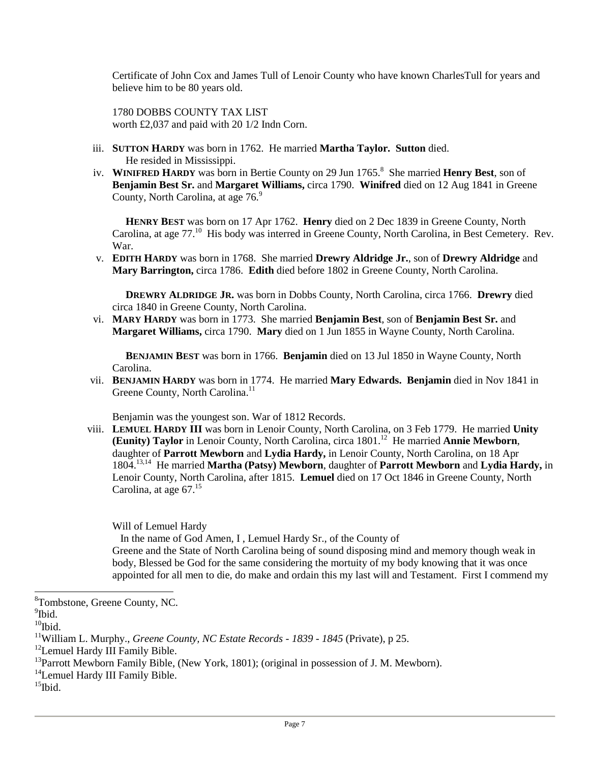Certificate of John Cox and James Tull of Lenoir County who have known CharlesTull for years and believe him to be 80 years old.

1780 DOBBS COUNTY TAX LIST
worth £2,037 and paid with 20 1/2 Indn Corn.

iii. **SUTTON HARDY** was born in 1762. He married **Martha Taylor. Sutton** died.
He resided in Mississippi.

iv. **WINIFRED HARDY** was born in Bertie County on 29 Jun 1765.[8] She married **Henry Best**, son of **Benjamin Best Sr.** and **Margaret Williams,** circa 1790. **Winifred** died on 12 Aug 1841 in Greene County, North Carolina, at age 76.[9]

**HENRY BEST** was born on 17 Apr 1762. **Henry** died on 2 Dec 1839 in Greene County, North Carolina, at age 77.[10] His body was interred in Greene County, North Carolina, in Best Cemetery. Rev. War.

v. **EDITH HARDY** was born in 1768. She married **Drewry Aldridge Jr.**, son of **Drewry Aldridge** and **Mary Barrington,** circa 1786. **Edith** died before 1802 in Greene County, North Carolina.

**DREWRY ALDRIDGE JR.** was born in Dobbs County, North Carolina, circa 1766. **Drewry** died circa 1840 in Greene County, North Carolina.

vi. **MARY HARDY** was born in 1773. She married **Benjamin Best**, son of **Benjamin Best Sr.** and **Margaret Williams,** circa 1790. **Mary** died on 1 Jun 1855 in Wayne County, North Carolina.

**BENJAMIN BEST** was born in 1766. **Benjamin** died on 13 Jul 1850 in Wayne County, North Carolina.

vii. **BENJAMIN HARDY** was born in 1774. He married **Mary Edwards. Benjamin** died in Nov 1841 in Greene County, North Carolina.[11]

Benjamin was the youngest son. War of 1812 Records.

viii. **LEMUEL HARDY III** was born in Lenoir County, North Carolina, on 3 Feb 1779. He married **Unity (Eunity) Taylor** in Lenoir County, North Carolina, circa 1801.[12] He married **Annie Mewborn**, daughter of **Parrott Mewborn** and **Lydia Hardy,** in Lenoir County, North Carolina, on 18 Apr 1804.[13,14] He married **Martha (Patsy) Mewborn**, daughter of **Parrott Mewborn** and **Lydia Hardy,** in Lenoir County, North Carolina, after 1815. **Lemuel** died on 17 Oct 1846 in Greene County, North Carolina, at age 67.[15]

Will of Lemuel Hardy

In the name of God Amen, I , Lemuel Hardy Sr., of the County of Greene and the State of North Carolina being of sound disposing mind and memory though weak in body, Blessed be God for the same considering the mortuity of my body knowing that it was once appointed for all men to die, do make and ordain this my last will and Testament. First I commend my

---

[8] Tombstone, Greene County, NC.

[9] Ibid.

[10] Ibid.

[11] William L. Murphy., *Greene County, NC Estate Records - 1839 - 1845* (Private), p 25.

[12] Lemuel Hardy III Family Bible.

[13] Parrott Mewborn Family Bible, (New York, 1801); (original in possession of J. M. Mewborn).

[14] Lemuel Hardy III Family Bible.

[15] Ibid.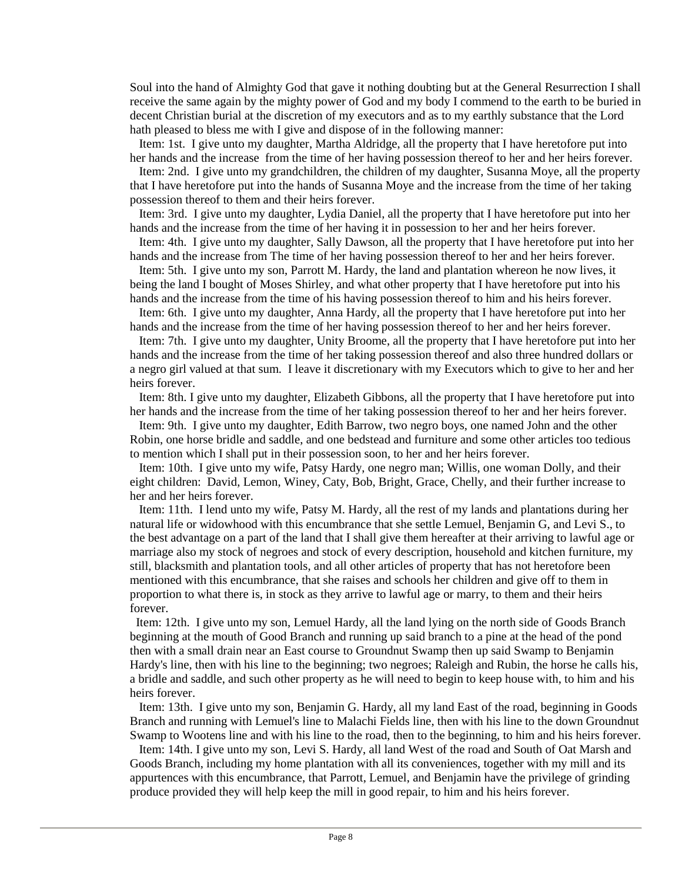Soul into the hand of Almighty God that gave it nothing doubting but at the General Resurrection I shall receive the same again by the mighty power of God and my body I commend to the earth to be buried in decent Christian burial at the discretion of my executors and as to my earthly substance that the Lord hath pleased to bless me with I give and dispose of in the following manner:

Item: 1st. I give unto my daughter, Martha Aldridge, all the property that I have heretofore put into her hands and the increase from the time of her having possession thereof to her and her heirs forever.

Item: 2nd. I give unto my grandchildren, the children of my daughter, Susanna Moye, all the property that I have heretofore put into the hands of Susanna Moye and the increase from the time of her taking possession thereof to them and their heirs forever.

Item: 3rd. I give unto my daughter, Lydia Daniel, all the property that I have heretofore put into her hands and the increase from the time of her having it in possession to her and her heirs forever.

Item: 4th. I give unto my daughter, Sally Dawson, all the property that I have heretofore put into her hands and the increase from The time of her having possession thereof to her and her heirs forever.

Item: 5th. I give unto my son, Parrott M. Hardy, the land and plantation whereon he now lives, it being the land I bought of Moses Shirley, and what other property that I have heretofore put into his hands and the increase from the time of his having possession thereof to him and his heirs forever.

Item: 6th. I give unto my daughter, Anna Hardy, all the property that I have heretofore put into her hands and the increase from the time of her having possession thereof to her and her heirs forever.

Item: 7th. I give unto my daughter, Unity Broome, all the property that I have heretofore put into her hands and the increase from the time of her taking possession thereof and also three hundred dollars or a negro girl valued at that sum. I leave it discretionary with my Executors which to give to her and her heirs forever.

Item: 8th. I give unto my daughter, Elizabeth Gibbons, all the property that I have heretofore put into her hands and the increase from the time of her taking possession thereof to her and her heirs forever.

Item: 9th. I give unto my daughter, Edith Barrow, two negro boys, one named John and the other Robin, one horse bridle and saddle, and one bedstead and furniture and some other articles too tedious to mention which I shall put in their possession soon, to her and her heirs forever.

Item: 10th. I give unto my wife, Patsy Hardy, one negro man; Willis, one woman Dolly, and their eight children: David, Lemon, Winey, Caty, Bob, Bright, Grace, Chelly, and their further increase to her and her heirs forever.

Item: 11th. I lend unto my wife, Patsy M. Hardy, all the rest of my lands and plantations during her natural life or widowhood with this encumbrance that she settle Lemuel, Benjamin G, and Levi S., to the best advantage on a part of the land that I shall give them hereafter at their arriving to lawful age or marriage also my stock of negroes and stock of every description, household and kitchen furniture, my still, blacksmith and plantation tools, and all other articles of property that has not heretofore been mentioned with this encumbrance, that she raises and schools her children and give off to them in proportion to what there is, in stock as they arrive to lawful age or marry, to them and their heirs forever.

Item: 12th. I give unto my son, Lemuel Hardy, all the land lying on the north side of Goods Branch beginning at the mouth of Good Branch and running up said branch to a pine at the head of the pond then with a small drain near an East course to Groundnut Swamp then up said Swamp to Benjamin Hardy's line, then with his line to the beginning; two negroes; Raleigh and Rubin, the horse he calls his, a bridle and saddle, and such other property as he will need to begin to keep house with, to him and his heirs forever.

Item: 13th. I give unto my son, Benjamin G. Hardy, all my land East of the road, beginning in Goods Branch and running with Lemuel's line to Malachi Fields line, then with his line to the down Groundnut Swamp to Wootens line and with his line to the road, then to the beginning, to him and his heirs forever.

Item: 14th. I give unto my son, Levi S. Hardy, all land West of the road and South of Oat Marsh and Goods Branch, including my home plantation with all its conveniences, together with my mill and its appurtences with this encumbrance, that Parrott, Lemuel, and Benjamin have the privilege of grinding produce provided they will help keep the mill in good repair, to him and his heirs forever.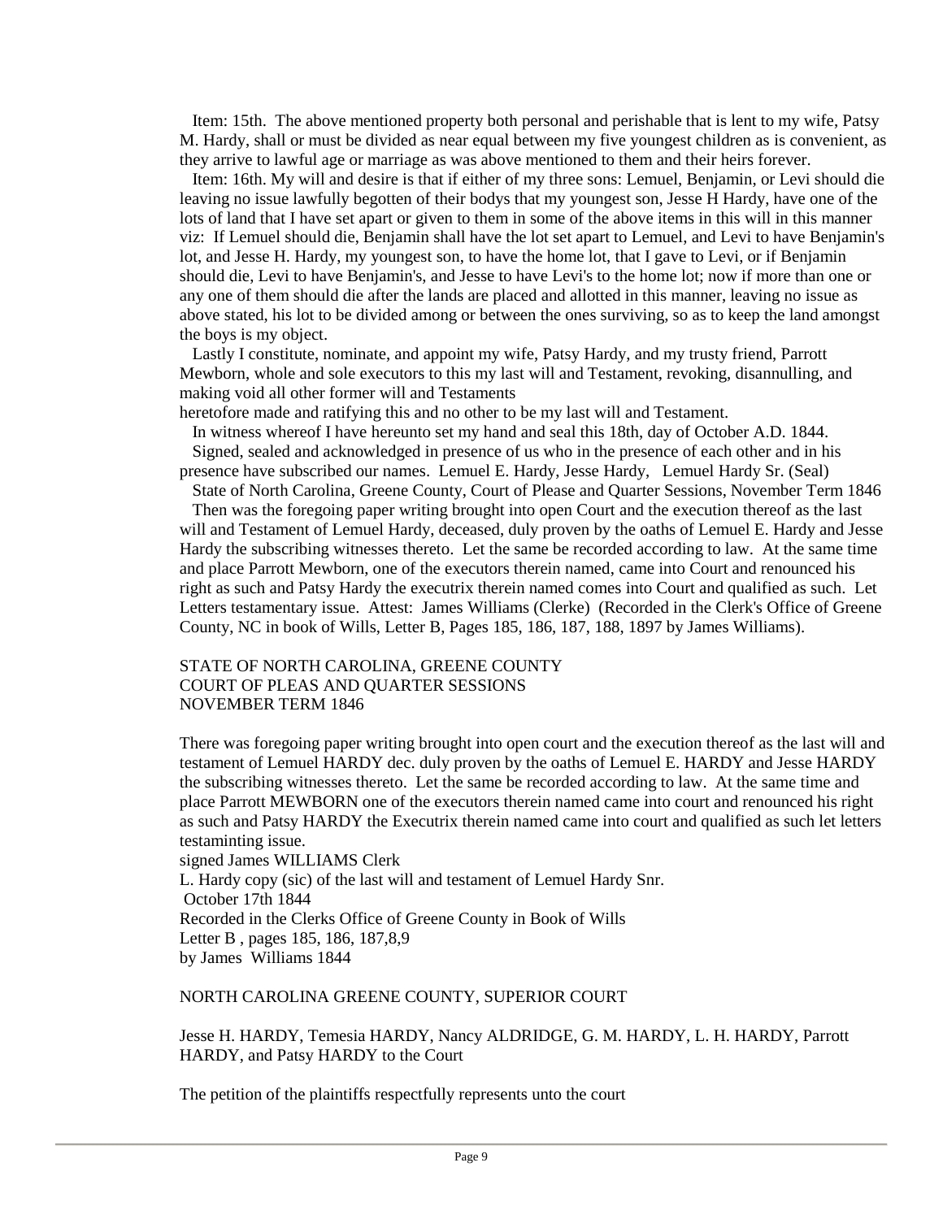Item: 15th. The above mentioned property both personal and perishable that is lent to my wife, Patsy M. Hardy, shall or must be divided as near equal between my five youngest children as is convenient, as they arrive to lawful age or marriage as was above mentioned to them and their heirs forever.

Item: 16th. My will and desire is that if either of my three sons: Lemuel, Benjamin, or Levi should die leaving no issue lawfully begotten of their bodys that my youngest son, Jesse H Hardy, have one of the lots of land that I have set apart or given to them in some of the above items in this will in this manner viz: If Lemuel should die, Benjamin shall have the lot set apart to Lemuel, and Levi to have Benjamin's lot, and Jesse H. Hardy, my youngest son, to have the home lot, that I gave to Levi, or if Benjamin should die, Levi to have Benjamin's, and Jesse to have Levi's to the home lot; now if more than one or any one of them should die after the lands are placed and allotted in this manner, leaving no issue as above stated, his lot to be divided among or between the ones surviving, so as to keep the land amongst the boys is my object.

Lastly I constitute, nominate, and appoint my wife, Patsy Hardy, and my trusty friend, Parrott Mewborn, whole and sole executors to this my last will and Testament, revoking, disannulling, and making void all other former will and Testaments
heretofore made and ratifying this and no other to be my last will and Testament.

In witness whereof I have hereunto set my hand and seal this 18th, day of October A.D. 1844.

Signed, sealed and acknowledged in presence of us who in the presence of each other and in his presence have subscribed our names. Lemuel E. Hardy, Jesse Hardy, Lemuel Hardy Sr. (Seal)

State of North Carolina, Greene County, Court of Please and Quarter Sessions, November Term 1846

Then was the foregoing paper writing brought into open Court and the execution thereof as the last will and Testament of Lemuel Hardy, deceased, duly proven by the oaths of Lemuel E. Hardy and Jesse Hardy the subscribing witnesses thereto. Let the same be recorded according to law. At the same time and place Parrott Mewborn, one of the executors therein named, came into Court and renounced his right as such and Patsy Hardy the executrix therein named comes into Court and qualified as such. Let Letters testamentary issue. Attest: James Williams (Clerke) (Recorded in the Clerk's Office of Greene County, NC in book of Wills, Letter B, Pages 185, 186, 187, 188, 1897 by James Williams).

STATE OF NORTH CAROLINA, GREENE COUNTY
COURT OF PLEAS AND QUARTER SESSIONS
NOVEMBER TERM 1846

There was foregoing paper writing brought into open court and the execution thereof as the last will and testament of Lemuel HARDY dec. duly proven by the oaths of Lemuel E. HARDY and Jesse HARDY the subscribing witnesses thereto. Let the same be recorded according to law. At the same time and place Parrott MEWBORN one of the executors therein named came into court and renounced his right as such and Patsy HARDY the Executrix therein named came into court and qualified as such let letters testaminting issue.
signed James WILLIAMS Clerk
L. Hardy copy (sic) of the last will and testament of Lemuel Hardy Snr.
October 17th 1844
Recorded in the Clerks Office of Greene County in Book of Wills
Letter B , pages 185, 186, 187,8,9
by James Williams 1844

NORTH CAROLINA GREENE COUNTY, SUPERIOR COURT

Jesse H. HARDY, Temesia HARDY, Nancy ALDRIDGE, G. M. HARDY, L. H. HARDY, Parrott HARDY, and Patsy HARDY to the Court

The petition of the plaintiffs respectfully represents unto the court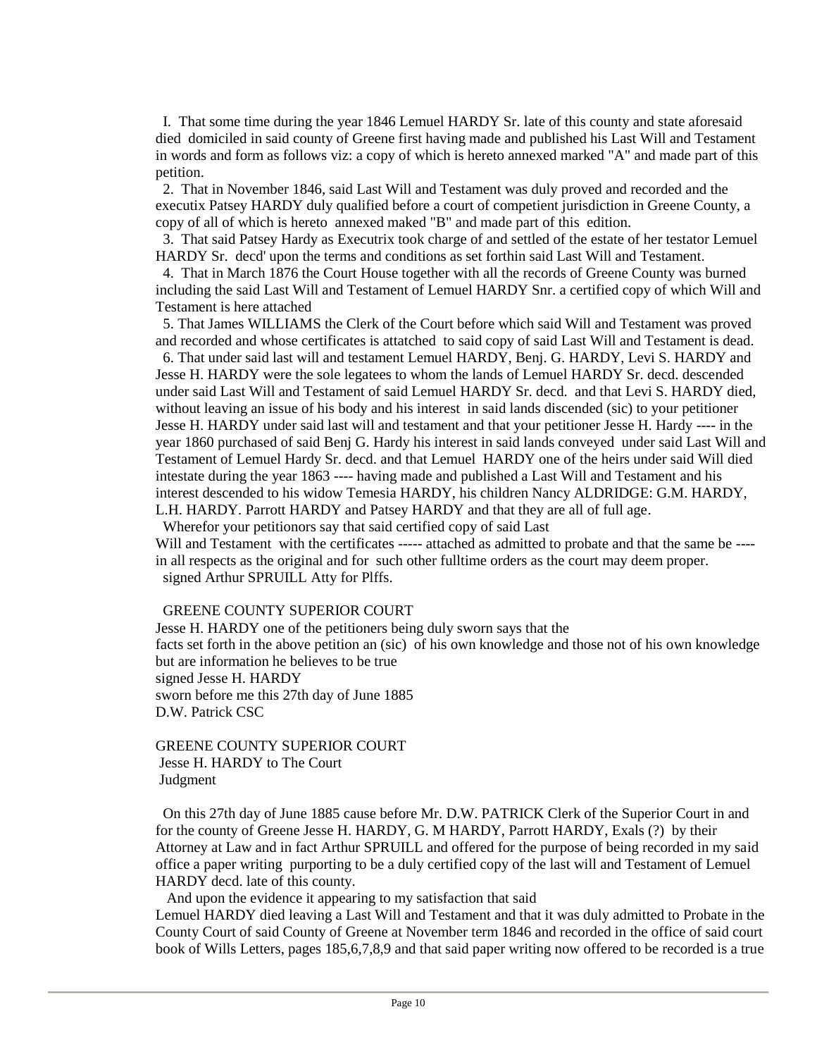I. That some time during the year 1846 Lemuel HARDY Sr. late of this county and state aforesaid died domiciled in said county of Greene first having made and published his Last Will and Testament in words and form as follows viz: a copy of which is hereto annexed marked "A" and made part of this petition.

2. That in November 1846, said Last Will and Testament was duly proved and recorded and the executix Patsey HARDY duly qualified before a court of competient jurisdiction in Greene County, a copy of all of which is hereto annexed maked "B" and made part of this edition.

3. That said Patsey Hardy as Executrix took charge of and settled of the estate of her testator Lemuel HARDY Sr. decd' upon the terms and conditions as set forthin said Last Will and Testament.

4. That in March 1876 the Court House together with all the records of Greene County was burned including the said Last Will and Testament of Lemuel HARDY Snr. a certified copy of which Will and Testament is here attached

5. That James WILLIAMS the Clerk of the Court before which said Will and Testament was proved and recorded and whose certificates is attatched to said copy of said Last Will and Testament is dead.

6. That under said last will and testament Lemuel HARDY, Benj. G. HARDY, Levi S. HARDY and Jesse H. HARDY were the sole legatees to whom the lands of Lemuel HARDY Sr. decd. descended under said Last Will and Testament of said Lemuel HARDY Sr. decd. and that Levi S. HARDY died, without leaving an issue of his body and his interest in said lands discended (sic) to your petitioner Jesse H. HARDY under said last will and testament and that your petitioner Jesse H. Hardy ---- in the year 1860 purchased of said Benj G. Hardy his interest in said lands conveyed under said Last Will and Testament of Lemuel Hardy Sr. decd. and that Lemuel HARDY one of the heirs under said Will died intestate during the year 1863 ---- having made and published a Last Will and Testament and his interest descended to his widow Temesia HARDY, his children Nancy ALDRIDGE: G.M. HARDY, L.H. HARDY. Parrott HARDY and Patsey HARDY and that they are all of full age.

Wherefor your petitionors say that said certified copy of said Last Will and Testament with the certificates ----- attached as admitted to probate and that the same be ---- in all respects as the original and for such other fulltime orders as the court may deem proper.

signed Arthur SPRUILL Atty for Plffs.

GREENE COUNTY SUPERIOR COURT

Jesse H. HARDY one of the petitioners being duly sworn says that the facts set forth in the above petition an (sic) of his own knowledge and those not of his own knowledge but are information he believes to be true

signed Jesse H. HARDY

sworn before me this 27th day of June 1885

D.W. Patrick CSC

GREENE COUNTY SUPERIOR COURT

Jesse H. HARDY to The Court

Judgment

On this 27th day of June 1885 cause before Mr. D.W. PATRICK Clerk of the Superior Court in and for the county of Greene Jesse H. HARDY, G. M HARDY, Parrott HARDY, Exals (?) by their Attorney at Law and in fact Arthur SPRUILL and offered for the purpose of being recorded in my said office a paper writing purporting to be a duly certified copy of the last will and Testament of Lemuel HARDY decd. late of this county.

And upon the evidence it appearing to my satisfaction that said Lemuel HARDY died leaving a Last Will and Testament and that it was duly admitted to Probate in the County Court of said County of Greene at November term 1846 and recorded in the office of said court book of Wills Letters, pages 185,6,7,8,9 and that said paper writing now offered to be recorded is a true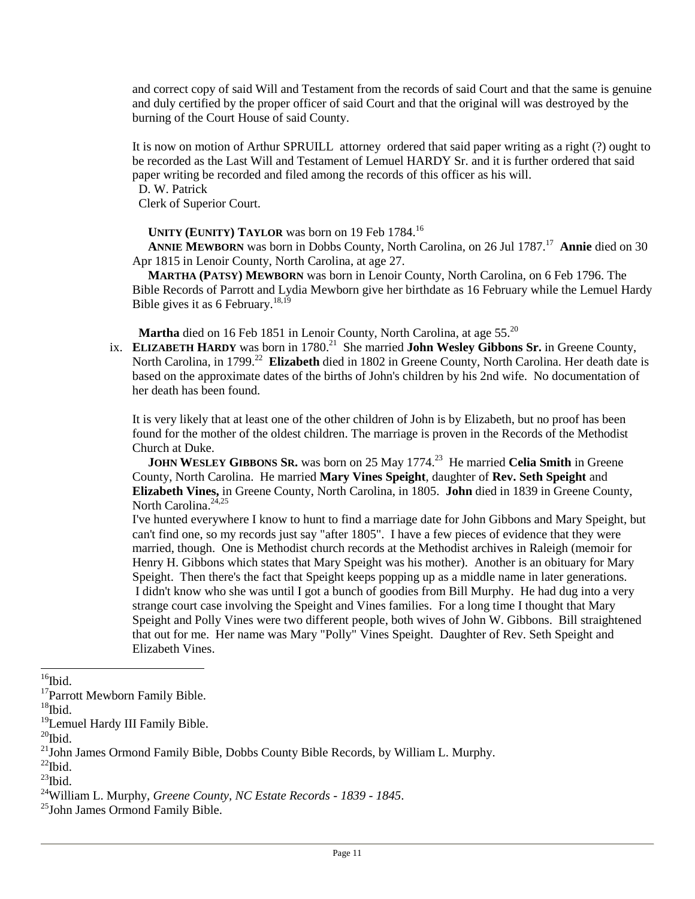and correct copy of said Will and Testament from the records of said Court and that the same is genuine and duly certified by the proper officer of said Court and that the original will was destroyed by the burning of the Court House of said County.

It is now on motion of Arthur SPRUILL attorney ordered that said paper writing as a right (?) ought to be recorded as the Last Will and Testament of Lemuel HARDY Sr. and it is further ordered that said paper writing be recorded and filed among the records of this officer as his will.
D. W. Patrick
Clerk of Superior Court.

**UNITY (EUNITY) TAYLOR** was born on 19 Feb 1784.[16]

**ANNIE MEWBORN** was born in Dobbs County, North Carolina, on 26 Jul 1787.[17] **Annie** died on 30 Apr 1815 in Lenoir County, North Carolina, at age 27.

**MARTHA (PATSY) MEWBORN** was born in Lenoir County, North Carolina, on 6 Feb 1796. The Bible Records of Parrott and Lydia Mewborn give her birthdate as 16 February while the Lemuel Hardy Bible gives it as 6 February.[18,19]

**Martha** died on 16 Feb 1851 in Lenoir County, North Carolina, at age 55.[20]

ix. **ELIZABETH HARDY** was born in 1780.[21] She married **John Wesley Gibbons Sr.** in Greene County, North Carolina, in 1799.[22] **Elizabeth** died in 1802 in Greene County, North Carolina. Her death date is based on the approximate dates of the births of John's children by his 2nd wife. No documentation of her death has been found.

It is very likely that at least one of the other children of John is by Elizabeth, but no proof has been found for the mother of the oldest children. The marriage is proven in the Records of the Methodist Church at Duke.

**JOHN WESLEY GIBBONS SR.** was born on 25 May 1774.[23] He married **Celia Smith** in Greene County, North Carolina. He married **Mary Vines Speight**, daughter of **Rev. Seth Speight** and **Elizabeth Vines,** in Greene County, North Carolina, in 1805. **John** died in 1839 in Greene County, North Carolina.[24,25]
I've hunted everywhere I know to hunt to find a marriage date for John Gibbons and Mary Speight, but can't find one, so my records just say "after 1805". I have a few pieces of evidence that they were married, though. One is Methodist church records at the Methodist archives in Raleigh (memoir for Henry H. Gibbons which states that Mary Speight was his mother). Another is an obituary for Mary Speight. Then there's the fact that Speight keeps popping up as a middle name in later generations. I didn't know who she was until I got a bunch of goodies from Bill Murphy. He had dug into a very strange court case involving the Speight and Vines families. For a long time I thought that Mary Speight and Polly Vines were two different people, both wives of John W. Gibbons. Bill straightened that out for me. Her name was Mary "Polly" Vines Speight. Daughter of Rev. Seth Speight and Elizabeth Vines.

---

[16] Ibid.
[17] Parrott Mewborn Family Bible.
[18] Ibid.
[19] Lemuel Hardy III Family Bible.
[20] Ibid.
[21] John James Ormond Family Bible, Dobbs County Bible Records, by William L. Murphy.
[22] Ibid.
[23] Ibid.
[24] William L. Murphy, *Greene County, NC Estate Records - 1839 - 1845*.
[25] John James Ormond Family Bible.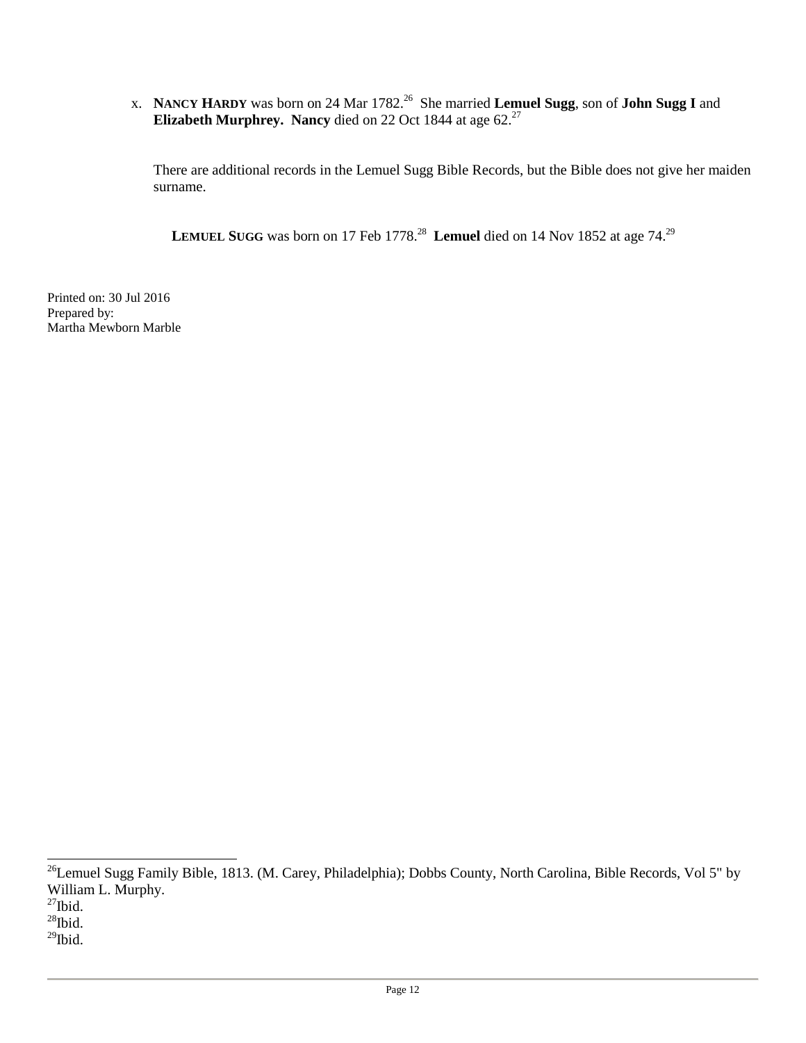x. **NANCY HARDY** was born on 24 Mar 1782.[26] She married **Lemuel Sugg**, son of **John Sugg I** and **Elizabeth Murphrey. Nancy** died on 22 Oct 1844 at age 62.[27]

There are additional records in the Lemuel Sugg Bible Records, but the Bible does not give her maiden surname.

**LEMUEL SUGG** was born on 17 Feb 1778.[28] **Lemuel** died on 14 Nov 1852 at age 74.[29]

Printed on: 30 Jul 2016
Prepared by:
Martha Mewborn Marble

---

[26]Lemuel Sugg Family Bible, 1813. (M. Carey, Philadelphia); Dobbs County, North Carolina, Bible Records, Vol 5" by William L. Murphy.
[27]Ibid.
[28]Ibid.
[29]Ibid.